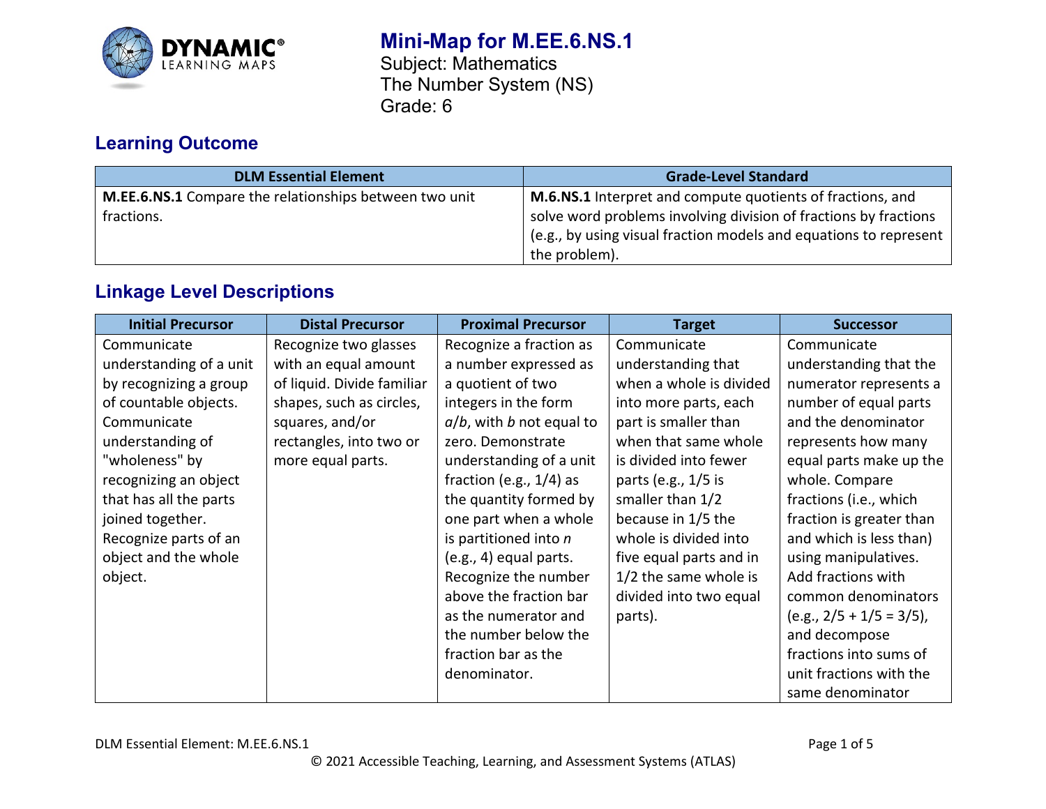# Mini-Map for M.EE.6.NS.1

Subject: Mathematics
The Number System (NS)
Grade: 6

## Learning Outcome

| DLM Essential Element | Grade-Level Standard |
|---|---|
| **M.EE.6.NS.1** Compare the relationships between two unit fractions. | **M.6.NS.1** Interpret and compute quotients of fractions, and solve word problems involving division of fractions by fractions (e.g., by using visual fraction models and equations to represent the problem). |

## Linkage Level Descriptions

| Initial Precursor | Distal Precursor | Proximal Precursor | Target | Successor |
|---|---|---|---|---|
| Communicate understanding of a unit by recognizing a group of countable objects. Communicate understanding of "wholeness" by recognizing an object that has all the parts joined together. Recognize parts of an object and the whole object. | Recognize two glasses with an equal amount of liquid. Divide familiar shapes, such as circles, squares, and/or rectangles, into two or more equal parts. | Recognize a fraction as a number expressed as a quotient of two integers in the form $a/b$, with $b$ not equal to zero. Demonstrate understanding of a unit fraction (e.g., 1/4) as the quantity formed by one part when a whole is partitioned into $n$ (e.g., 4) equal parts. Recognize the number above the fraction bar as the numerator and the number below the fraction bar as the denominator. | Communicate understanding that when a whole is divided into more parts, each part is smaller than when that same whole is divided into fewer parts (e.g., 1/5 is smaller than 1/2 because in 1/5 the whole is divided into five equal parts and in 1/2 the same whole is divided into two equal parts). | Communicate understanding that the numerator represents a number of equal parts and the denominator represents how many equal parts make up the whole. Compare fractions (i.e., which fraction is greater than and which is less than) using manipulatives. Add fractions with common denominators (e.g., 2/5 + 1/5 = 3/5), and decompose fractions into sums of unit fractions with the same denominator |

DLM Essential Element: M.EE.6.NS.1

© 2021 Accessible Teaching, Learning, and Assessment Systems (ATLAS)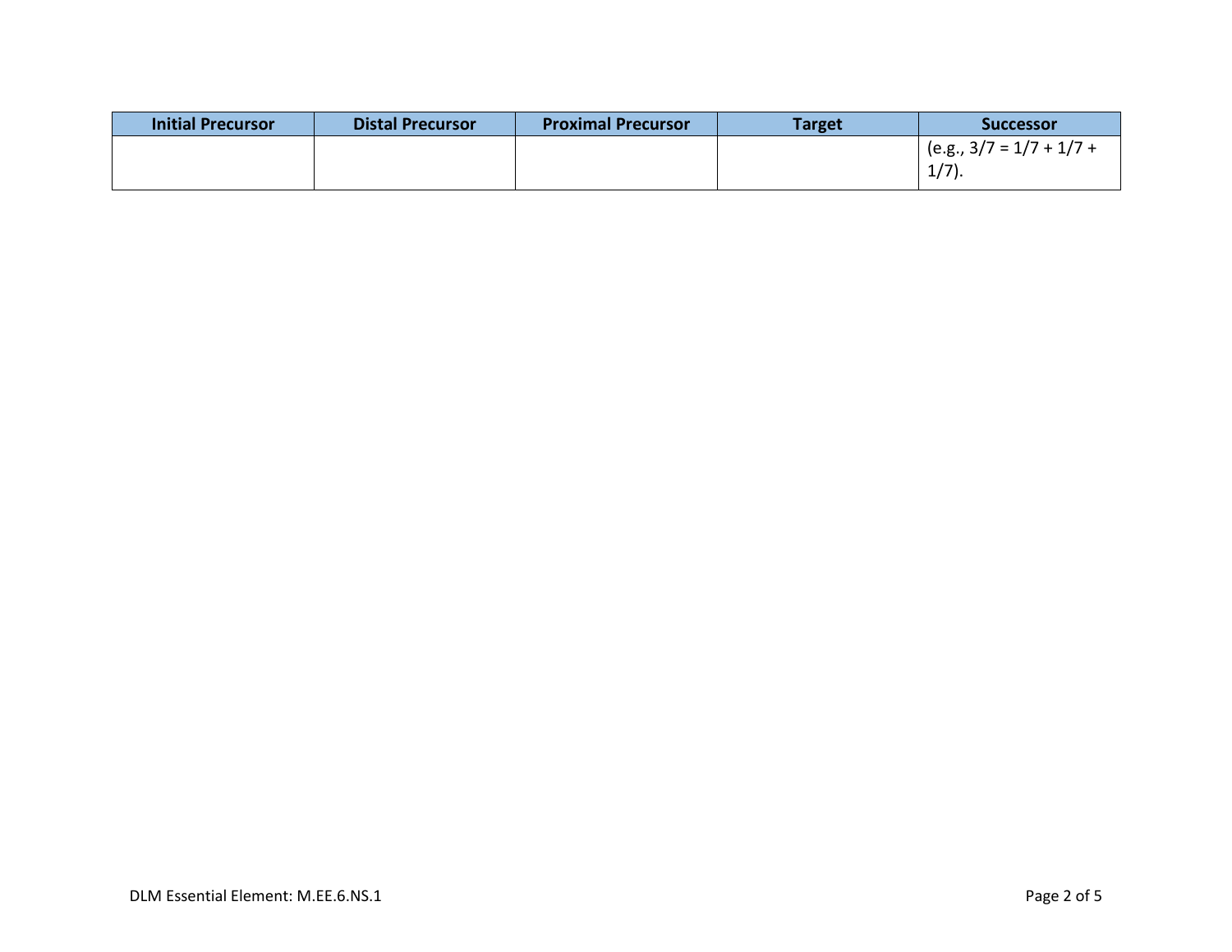| Initial Precursor | Distal Precursor | Proximal Precursor | Target | Successor |
| --- | --- | --- | --- | --- |
| | | | | (e.g., $3/7 = 1/7 + 1/7 + 1/7$). |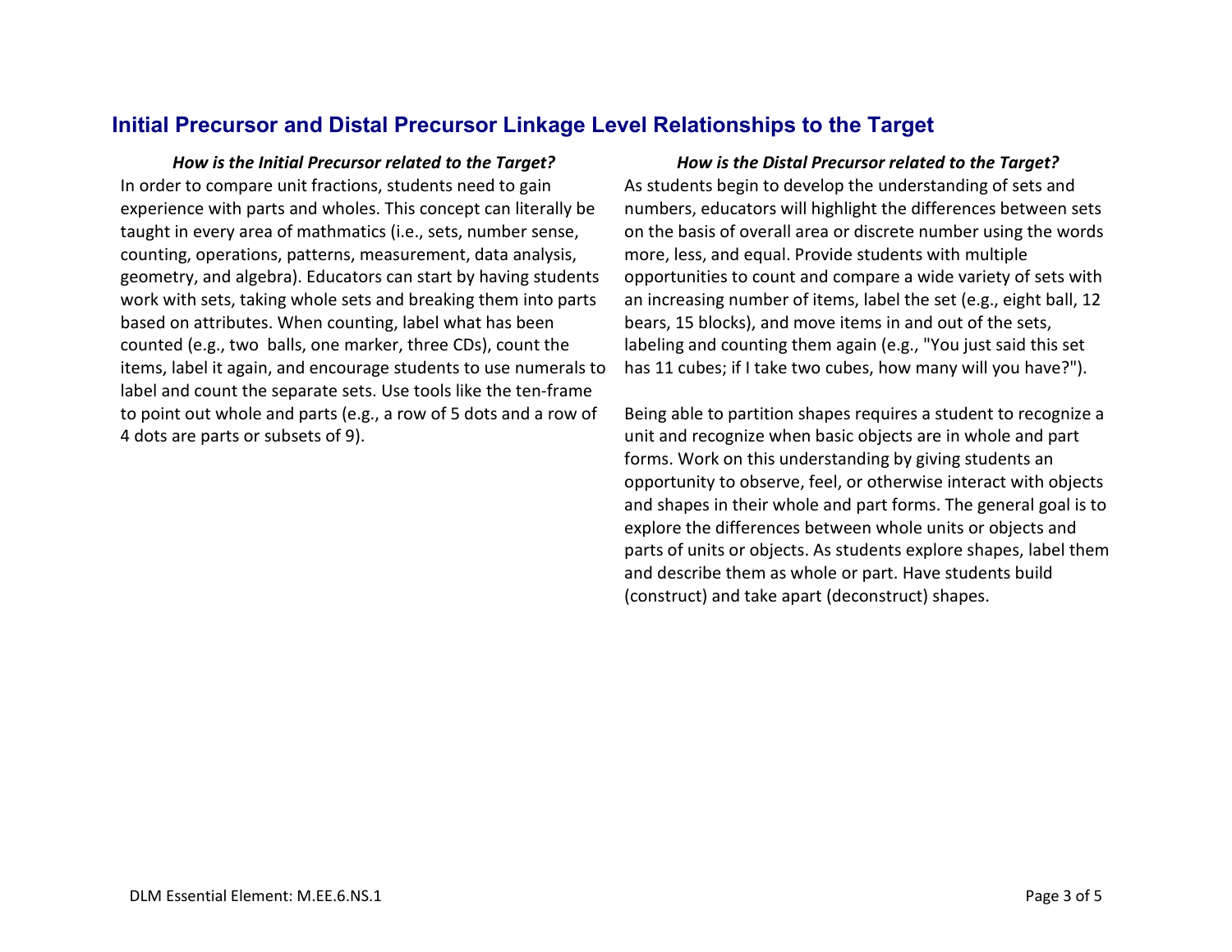## Initial Precursor and Distal Precursor Linkage Level Relationships to the Target

***How is the Initial Precursor related to the Target?***

In order to compare unit fractions, students need to gain experience with parts and wholes. This concept can literally be taught in every area of mathmatics (i.e., sets, number sense, counting, operations, patterns, measurement, data analysis, geometry, and algebra). Educators can start by having students work with sets, taking whole sets and breaking them into parts based on attributes. When counting, label what has been counted (e.g., two balls, one marker, three CDs), count the items, label it again, and encourage students to use numerals to label and count the separate sets. Use tools like the ten-frame to point out whole and parts (e.g., a row of 5 dots and a row of 4 dots are parts or subsets of 9).

***How is the Distal Precursor related to the Target?***

As students begin to develop the understanding of sets and numbers, educators will highlight the differences between sets on the basis of overall area or discrete number using the words more, less, and equal. Provide students with multiple opportunities to count and compare a wide variety of sets with an increasing number of items, label the set (e.g., eight ball, 12 bears, 15 blocks), and move items in and out of the sets, labeling and counting them again (e.g., "You just said this set has 11 cubes; if I take two cubes, how many will you have?").

Being able to partition shapes requires a student to recognize a unit and recognize when basic objects are in whole and part forms. Work on this understanding by giving students an opportunity to observe, feel, or otherwise interact with objects and shapes in their whole and part forms. The general goal is to explore the differences between whole units or objects and parts of units or objects. As students explore shapes, label them and describe them as whole or part. Have students build (construct) and take apart (deconstruct) shapes.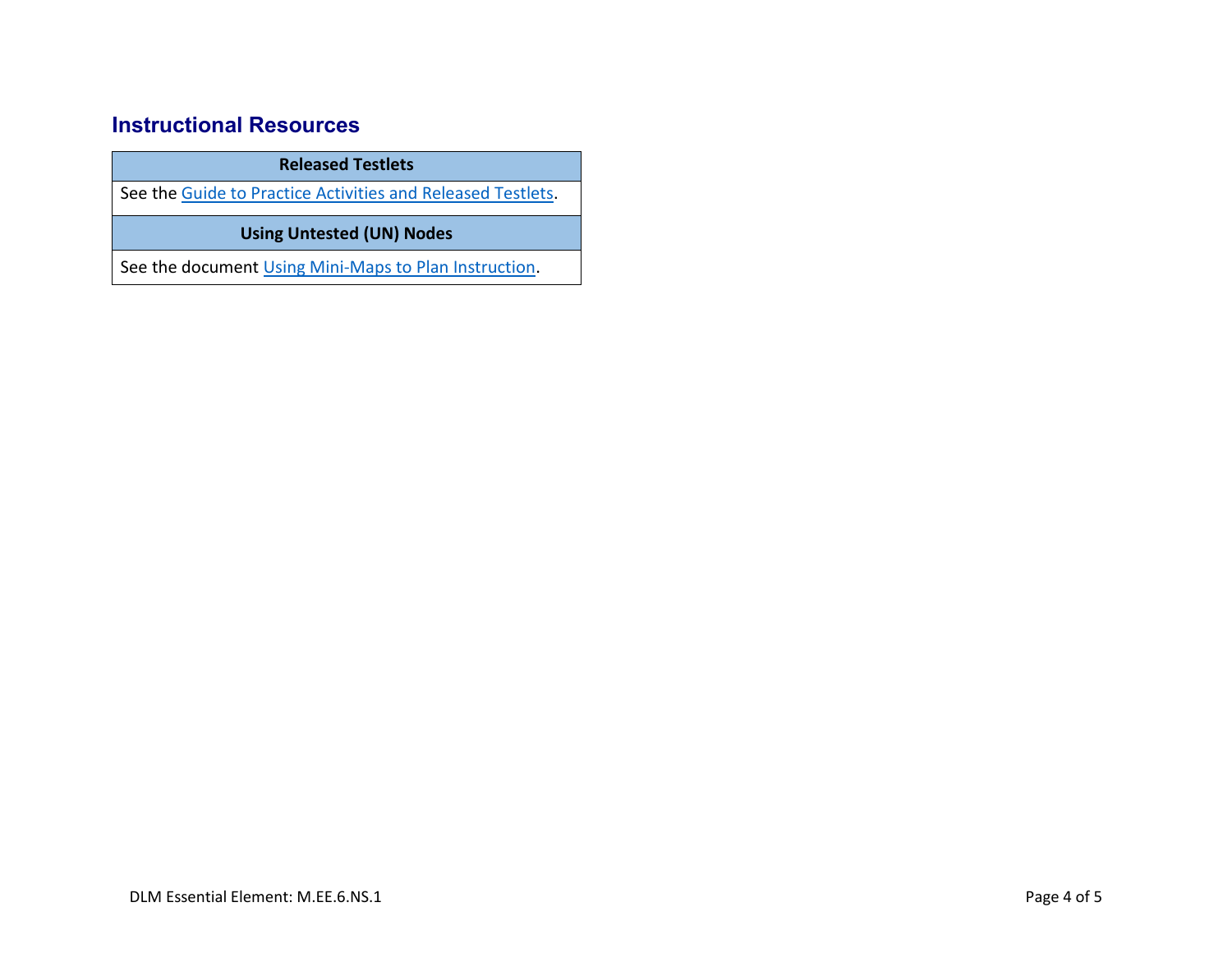## Instructional Resources

| Released Testlets |
| --- |
| See the Guide to Practice Activities and Released Testlets. |
| **Using Untested (UN) Nodes** |
| See the document Using Mini-Maps to Plan Instruction. |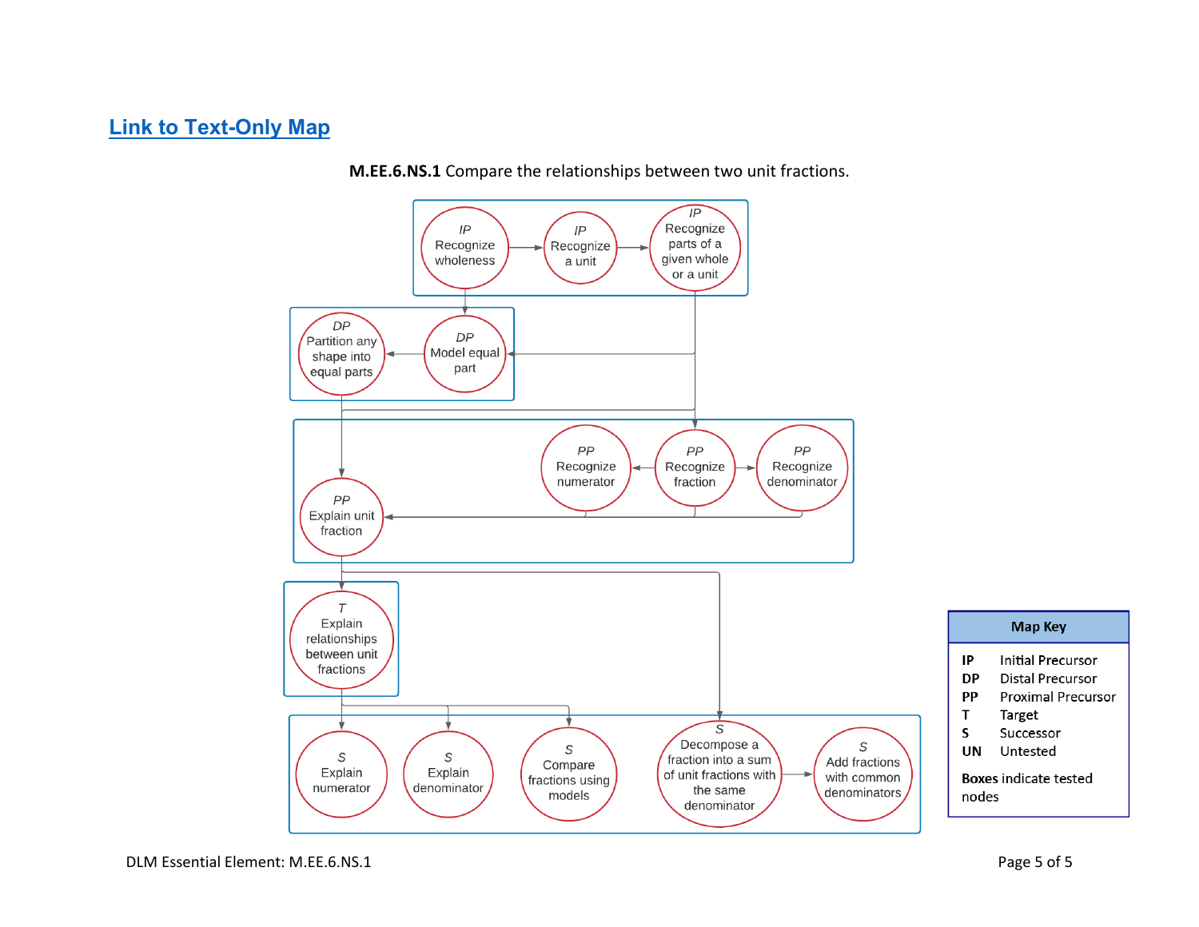[Link to Text-Only Map]

**M.EE.6.NS.1** Compare the relationships between two unit fractions.

IP
Recognize wholeness

IP
Recognize a unit

IP
Recognize parts of a given whole or a unit

DP
Partition any shape into equal parts

DP
Model equal part

PP
Recognize numerator

PP
Recognize fraction

PP
Recognize denominator

PP
Explain unit fraction

T
Explain relationships between unit fractions

S
Explain numerator

S
Explain denominator

S
Compare fractions using models

S
Decompose a fraction into a sum of unit fractions with the same denominator

S
Add fractions with common denominators

**Map Key**

**IP** Initial Precursor
**DP** Distal Precursor
**PP** Proximal Precursor
**T** Target
**S** Successor
**UN** Untested

**Boxes** indicate tested nodes